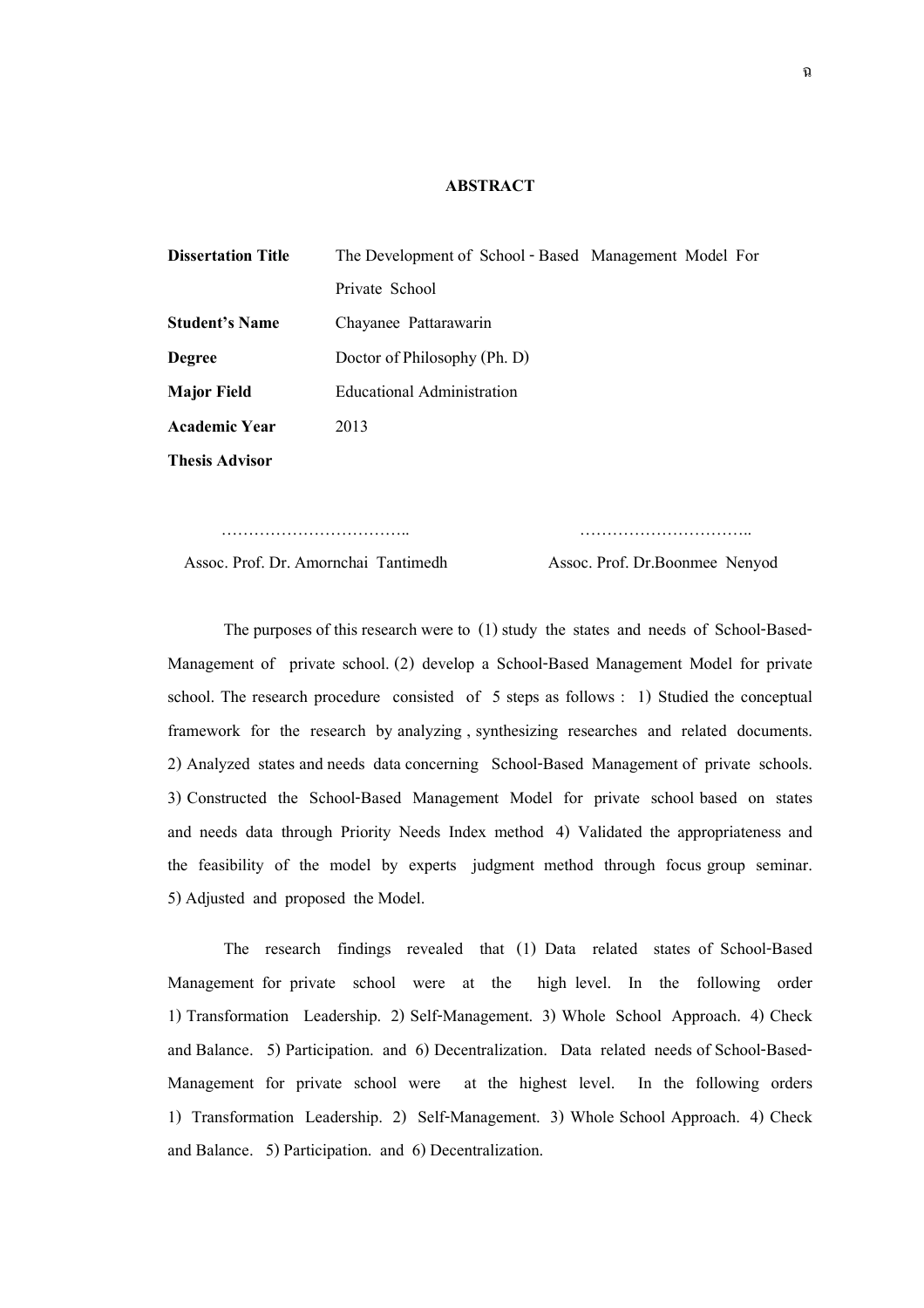# ABSTRACT

| | |
|---|---|
| **Dissertation Title** | The Development of School - Based Management Model For Private School |
| **Student's Name** | Chayanee Pattarawarin |
| **Degree** | Doctor of Philosophy (Ph. D) |
| **Major Field** | Educational Administration |
| **Academic Year** | 2013 |
| **Thesis Advisor** | |

…………………………….. …………………………..

Assoc. Prof. Dr. Amornchai Tantimedh Assoc. Prof. Dr.Boonmee Nenyod

The purposes of this research were to (1) study the states and needs of School-Based-Management of private school. (2) develop a School-Based Management Model for private school. The research procedure consisted of 5 steps as follows : 1) Studied the conceptual framework for the research by analyzing , synthesizing researches and related documents. 2) Analyzed states and needs data concerning School-Based Management of private schools. 3) Constructed the School-Based Management Model for private school based on states and needs data through Priority Needs Index method 4) Validated the appropriateness and the feasibility of the model by experts judgment method through focus group seminar. 5) Adjusted and proposed the Model.

The research findings revealed that (1) Data related states of School-Based Management for private school were at the high level. In the following order 1) Transformation Leadership. 2) Self-Management. 3) Whole School Approach. 4) Check and Balance. 5) Participation. and 6) Decentralization. Data related needs of School-Based-Management for private school were at the highest level. In the following orders 1) Transformation Leadership. 2) Self-Management. 3) Whole School Approach. 4) Check and Balance. 5) Participation. and 6) Decentralization.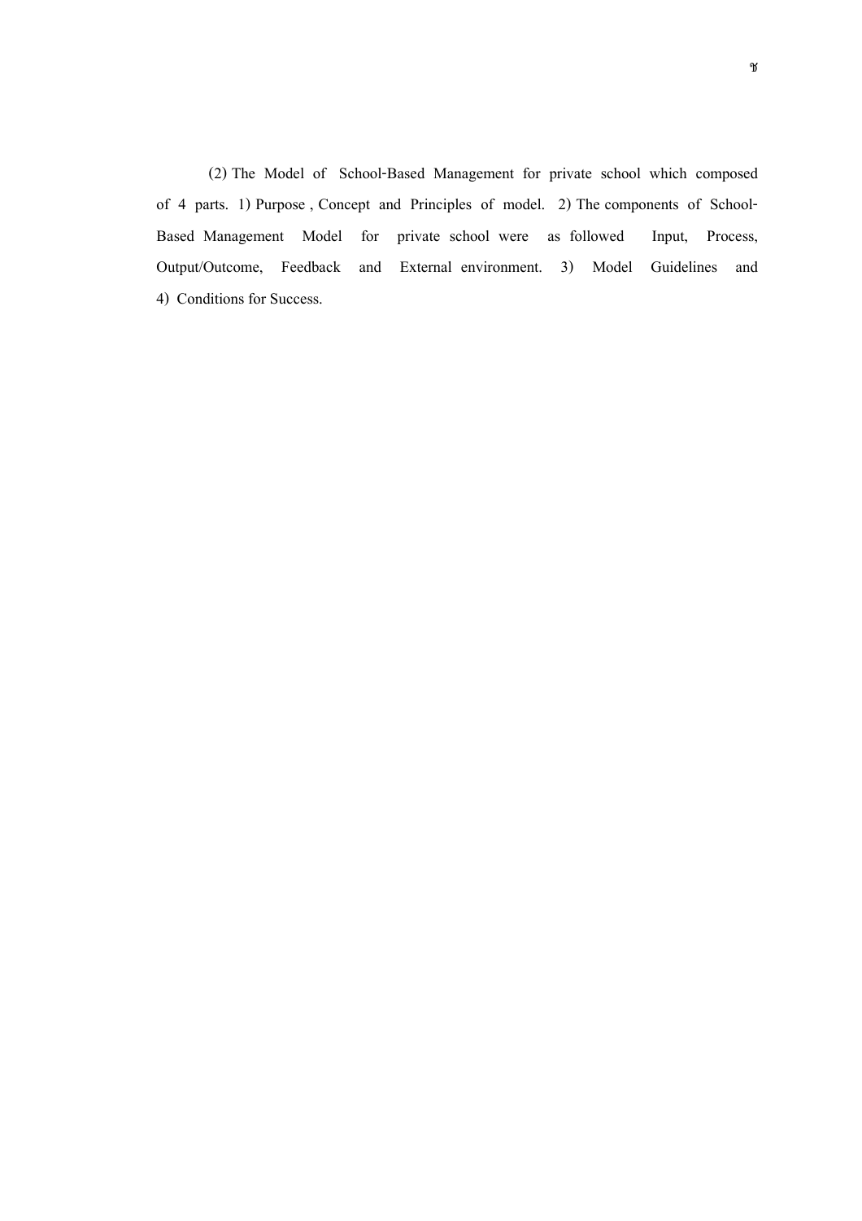(2) The Model of School-Based Management for private school which composed of 4 parts. 1) Purpose , Concept and Principles of model. 2) The components of School-Based Management Model for private school were as followed Input, Process, Output/Outcome, Feedback and External environment. 3) Model Guidelines and 4) Conditions for Success.